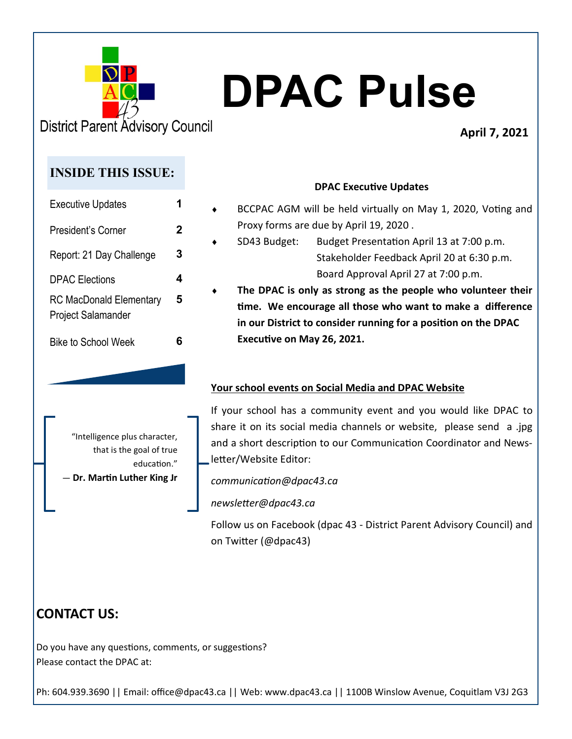District Parent Advisory Council

# DPAC Pulse

**April 7, 2021**

## INSIDE THIS ISSUE:

| | |
|---|---|
| Executive Updates | 1 |
| President's Corner | 2 |
| Report: 21 Day Challenge | 3 |
| DPAC Elections | 4 |
| RC MacDonald Elementary Project Salamander | 5 |
| Bike to School Week | 6 |

"Intelligence plus character, that is the goal of true education."
— **Dr. Martin Luther King Jr**

### DPAC Executive Updates

- BCCPAC AGM will be held virtually on May 1, 2020, Voting and Proxy forms are due by April 19, 2020 .
- SD43 Budget: Budget Presentation April 13 at 7:00 p.m.
  Stakeholder Feedback April 20 at 6:30 p.m.
  Board Approval April 27 at 7:00 p.m.
- **The DPAC is only as strong as the people who volunteer their time. We encourage all those who want to make a difference in our District to consider running for a position on the DPAC Executive on May 26, 2021.**

### Your school events on Social Media and DPAC Website

If your school has a community event and you would like DPAC to share it on its social media channels or website, please send a .jpg and a short description to our Communication Coordinator and Newsletter/Website Editor:

*communication@dpac43.ca*

*newsletter@dpac43.ca*

Follow us on Facebook (dpac 43 - District Parent Advisory Council) and on Twitter (@dpac43)

## CONTACT US:

Do you have any questions, comments, or suggestions?
Please contact the DPAC at:

Ph: 604.939.3690 || Email: office@dpac43.ca || Web: www.dpac43.ca || 1100B Winslow Avenue, Coquitlam V3J 2G3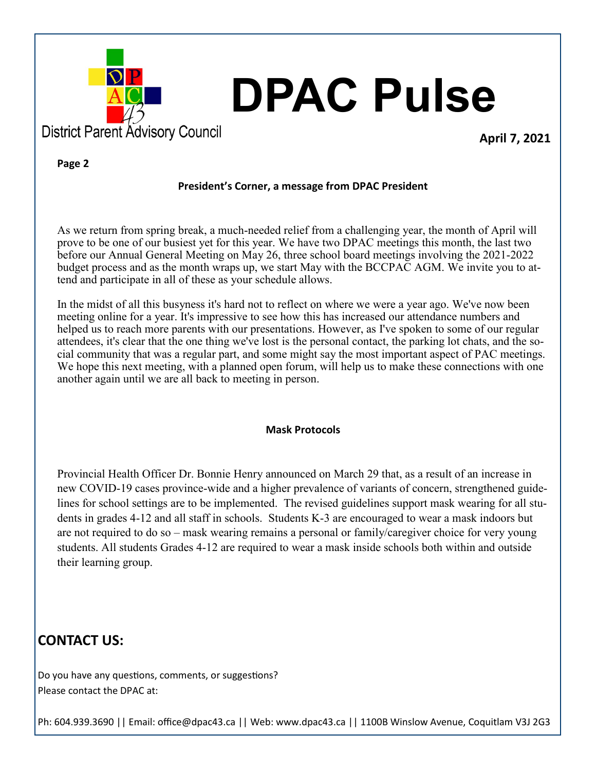# DPAC Pulse

District Parent Advisory Council

**April 7, 2021**

**Page 2**

### President's Corner, a message from DPAC President

As we return from spring break, a much-needed relief from a challenging year, the month of April will prove to be one of our busiest yet for this year. We have two DPAC meetings this month, the last two before our Annual General Meeting on May 26, three school board meetings involving the 2021-2022 budget process and as the month wraps up, we start May with the BCCPAC AGM. We invite you to attend and participate in all of these as your schedule allows.

In the midst of all this busyness it's hard not to reflect on where we were a year ago. We've now been meeting online for a year. It's impressive to see how this has increased our attendance numbers and helped us to reach more parents with our presentations. However, as I've spoken to some of our regular attendees, it's clear that the one thing we've lost is the personal contact, the parking lot chats, and the social community that was a regular part, and some might say the most important aspect of PAC meetings. We hope this next meeting, with a planned open forum, will help us to make these connections with one another again until we are all back to meeting in person.

### Mask Protocols

Provincial Health Officer Dr. Bonnie Henry announced on March 29 that, as a result of an increase in new COVID-19 cases province-wide and a higher prevalence of variants of concern, strengthened guidelines for school settings are to be implemented. The revised guidelines support mask wearing for all students in grades 4-12 and all staff in schools. Students K-3 are encouraged to wear a mask indoors but are not required to do so – mask wearing remains a personal or family/caregiver choice for very young students. All students Grades 4-12 are required to wear a mask inside schools both within and outside their learning group.

## CONTACT US:

Do you have any questions, comments, or suggestions?
Please contact the DPAC at:

Ph: 604.939.3690 || Email: office@dpac43.ca || Web: www.dpac43.ca || 1100B Winslow Avenue, Coquitlam V3J 2G3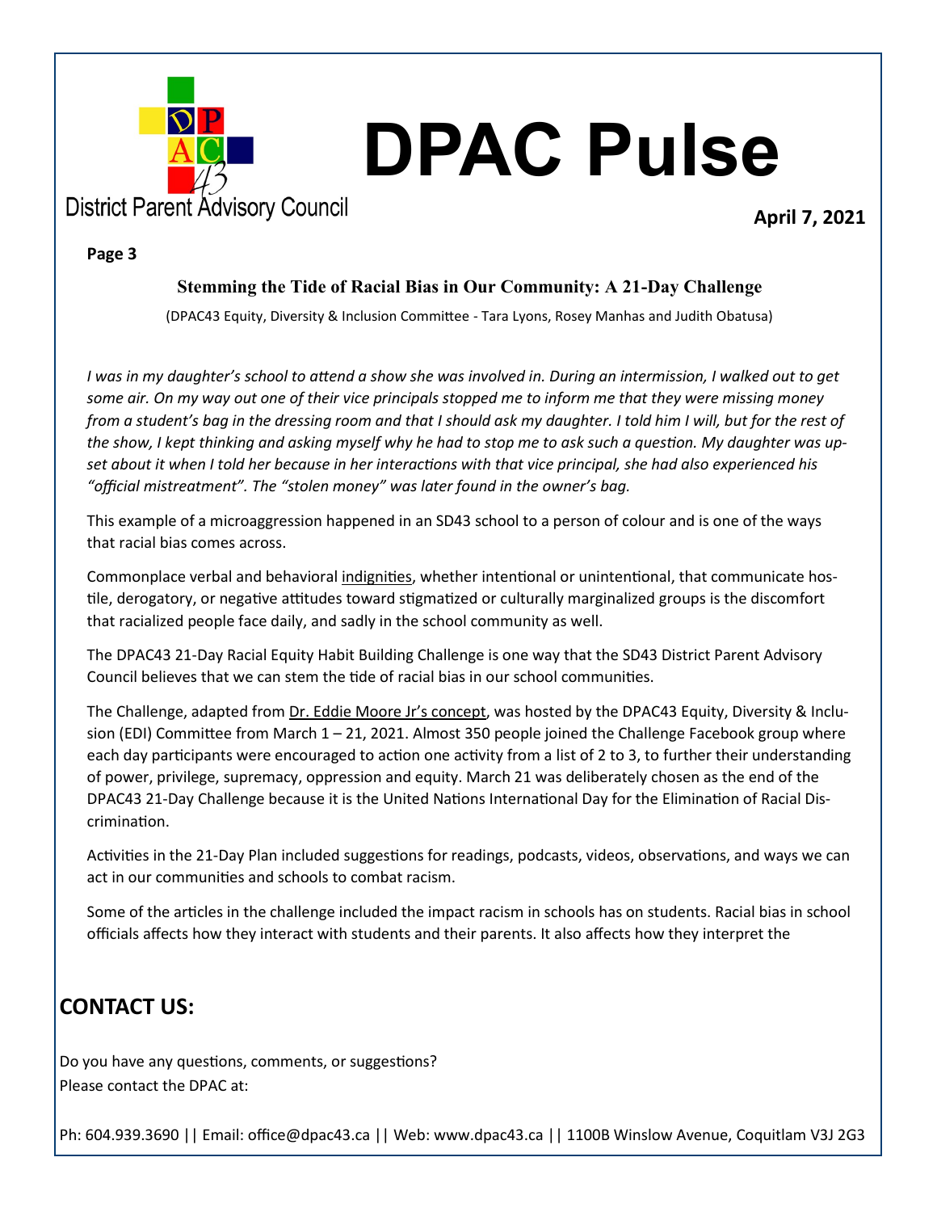# DPAC Pulse

District Parent Advisory Council

**April 7, 2021**

**Page 3**

### Stemming the Tide of Racial Bias in Our Community: A 21-Day Challenge

(DPAC43 Equity, Diversity & Inclusion Committee - Tara Lyons, Rosey Manhas and Judith Obatusa)

*I was in my daughter's school to attend a show she was involved in. During an intermission, I walked out to get some air. On my way out one of their vice principals stopped me to inform me that they were missing money from a student's bag in the dressing room and that I should ask my daughter. I told him I will, but for the rest of the show, I kept thinking and asking myself why he had to stop me to ask such a question. My daughter was upset about it when I told her because in her interactions with that vice principal, she had also experienced his "official mistreatment". The "stolen money" was later found in the owner's bag.*

This example of a microaggression happened in an SD43 school to a person of colour and is one of the ways that racial bias comes across.

Commonplace verbal and behavioral indignities, whether intentional or unintentional, that communicate hostile, derogatory, or negative attitudes toward stigmatized or culturally marginalized groups is the discomfort that racialized people face daily, and sadly in the school community as well.

The DPAC43 21-Day Racial Equity Habit Building Challenge is one way that the SD43 District Parent Advisory Council believes that we can stem the tide of racial bias in our school communities.

The Challenge, adapted from Dr. Eddie Moore Jr's concept, was hosted by the DPAC43 Equity, Diversity & Inclusion (EDI) Committee from March 1 – 21, 2021. Almost 350 people joined the Challenge Facebook group where each day participants were encouraged to action one activity from a list of 2 to 3, to further their understanding of power, privilege, supremacy, oppression and equity. March 21 was deliberately chosen as the end of the DPAC43 21-Day Challenge because it is the United Nations International Day for the Elimination of Racial Discrimination.

Activities in the 21-Day Plan included suggestions for readings, podcasts, videos, observations, and ways we can act in our communities and schools to combat racism.

Some of the articles in the challenge included the impact racism in schools has on students. Racial bias in school officials affects how they interact with students and their parents. It also affects how they interpret the

## CONTACT US:

Do you have any questions, comments, or suggestions?
Please contact the DPAC at:

Ph: 604.939.3690 || Email: office@dpac43.ca || Web: www.dpac43.ca || 1100B Winslow Avenue, Coquitlam V3J 2G3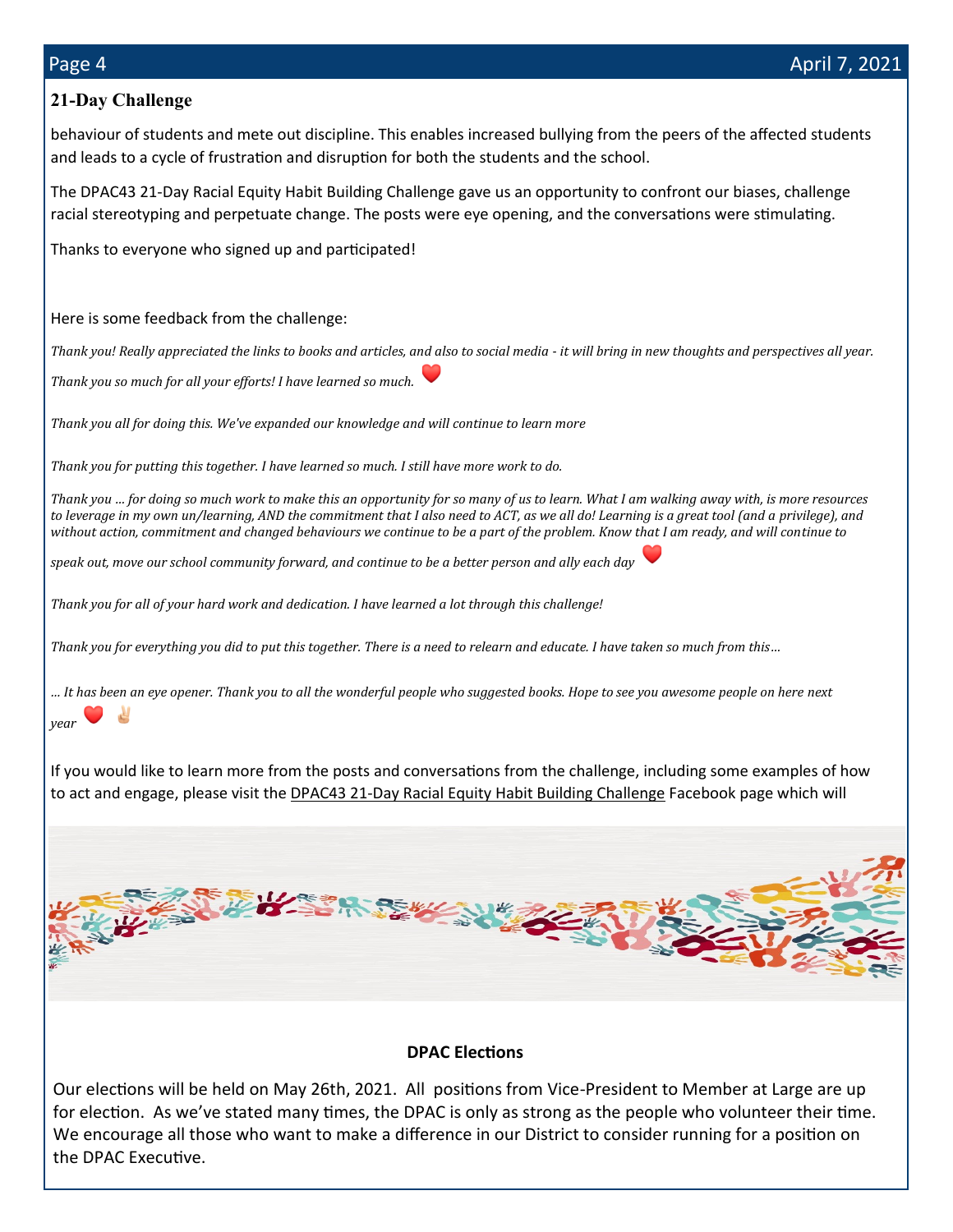## 21-Day Challenge

behaviour of students and mete out discipline. This enables increased bullying from the peers of the affected students and leads to a cycle of frustration and disruption for both the students and the school.

The DPAC43 21-Day Racial Equity Habit Building Challenge gave us an opportunity to confront our biases, challenge racial stereotyping and perpetuate change. The posts were eye opening, and the conversations were stimulating.

Thanks to everyone who signed up and participated!

Here is some feedback from the challenge:

*Thank you! Really appreciated the links to books and articles, and also to social media - it will bring in new thoughts and perspectives all year.*

*Thank you so much for all your efforts! I have learned so much.* ❤️

*Thank you all for doing this. We've expanded our knowledge and will continue to learn more*

*Thank you for putting this together. I have learned so much. I still have more work to do.*

*Thank you … for doing so much work to make this an opportunity for so many of us to learn. What I am walking away with, is more resources to leverage in my own un/learning, AND the commitment that I also need to ACT, as we all do! Learning is a great tool (and a privilege), and without action, commitment and changed behaviours we continue to be a part of the problem. Know that I am ready, and will continue to speak out, move our school community forward, and continue to be a better person and ally each day* ❤️

*Thank you for all of your hard work and dedication. I have learned a lot through this challenge!*

*Thank you for everything you did to put this together. There is a need to relearn and educate. I have taken so much from this…*

*… It has been an eye opener. Thank you to all the wonderful people who suggested books. Hope to see you awesome people on here next year* ❤️ ✌️

If you would like to learn more from the posts and conversations from the challenge, including some examples of how to act and engage, please visit the DPAC43 21-Day Racial Equity Habit Building Challenge Facebook page which will

**DPAC Elections**

Our elections will be held on May 26th, 2021. All positions from Vice-President to Member at Large are up for election. As we've stated many times, the DPAC is only as strong as the people who volunteer their time. We encourage all those who want to make a difference in our District to consider running for a position on the DPAC Executive.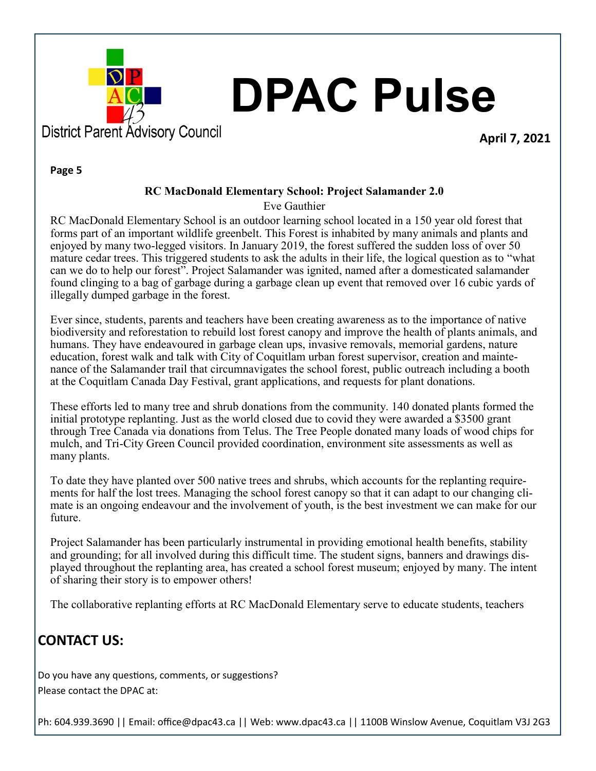# DPAC Pulse

District Parent Advisory Council

**April 7, 2021**

## RC MacDonald Elementary School: Project Salamander 2.0

Eve Gauthier

RC MacDonald Elementary School is an outdoor learning school located in a 150 year old forest that forms part of an important wildlife greenbelt. This Forest is inhabited by many animals and plants and enjoyed by many two-legged visitors. In January 2019, the forest suffered the sudden loss of over 50 mature cedar trees. This triggered students to ask the adults in their life, the logical question as to "what can we do to help our forest". Project Salamander was ignited, named after a domesticated salamander found clinging to a bag of garbage during a garbage clean up event that removed over 16 cubic yards of illegally dumped garbage in the forest.

Ever since, students, parents and teachers have been creating awareness as to the importance of native biodiversity and reforestation to rebuild lost forest canopy and improve the health of plants animals, and humans. They have endeavoured in garbage clean ups, invasive removals, memorial gardens, nature education, forest walk and talk with City of Coquitlam urban forest supervisor, creation and maintenance of the Salamander trail that circumnavigates the school forest, public outreach including a booth at the Coquitlam Canada Day Festival, grant applications, and requests for plant donations.

These efforts led to many tree and shrub donations from the community. 140 donated plants formed the initial prototype replanting. Just as the world closed due to covid they were awarded a $3500 grant through Tree Canada via donations from Telus. The Tree People donated many loads of wood chips for mulch, and Tri-City Green Council provided coordination, environment site assessments as well as many plants.

To date they have planted over 500 native trees and shrubs, which accounts for the replanting requirements for half the lost trees. Managing the school forest canopy so that it can adapt to our changing climate is an ongoing endeavour and the involvement of youth, is the best investment we can make for our future.

Project Salamander has been particularly instrumental in providing emotional health benefits, stability and grounding; for all involved during this difficult time. The student signs, banners and drawings displayed throughout the replanting area, has created a school forest museum; enjoyed by many. The intent of sharing their story is to empower others!

The collaborative replanting efforts at RC MacDonald Elementary serve to educate students, teachers

## CONTACT US:

Do you have any questions, comments, or suggestions?
Please contact the DPAC at:

Ph: 604.939.3690 || Email: office@dpac43.ca || Web: www.dpac43.ca || 1100B Winslow Avenue, Coquitlam V3J 2G3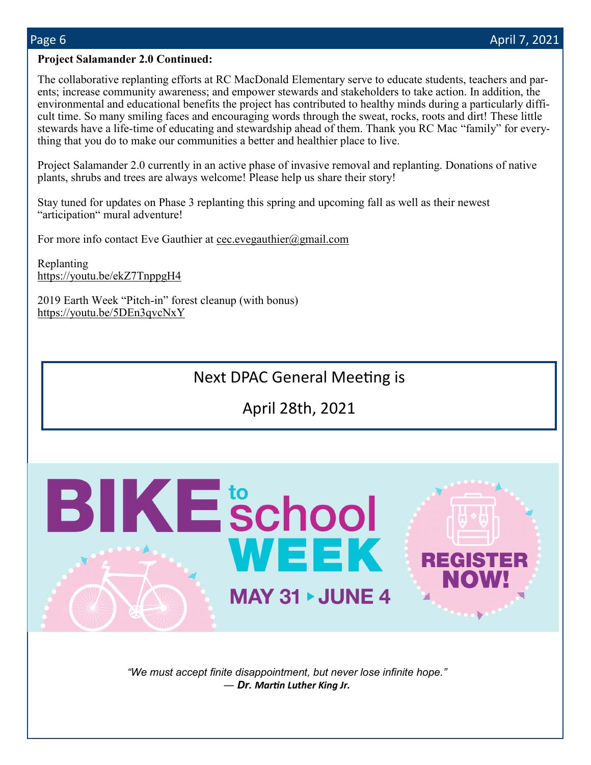**Project Salamander 2.0 Continued:**

The collaborative replanting efforts at RC MacDonald Elementary serve to educate students, teachers and parents; increase community awareness; and empower stewards and stakeholders to take action. In addition, the environmental and educational benefits the project has contributed to healthy minds during a particularly difficult time. So many smiling faces and encouraging words through the sweat, rocks, roots and dirt! These little stewards have a life-time of educating and stewardship ahead of them. Thank you RC Mac "family" for everything that you do to make our communities a better and healthier place to live.

Project Salamander 2.0 currently in an active phase of invasive removal and replanting. Donations of native plants, shrubs and trees are always welcome! Please help us share their story!

Stay tuned for updates on Phase 3 replanting this spring and upcoming fall as well as their newest "articipation" mural adventure!

For more info contact Eve Gauthier at cec.evegauthier@gmail.com

Replanting
https://youtu.be/ekZ7TnppgH4

2019 Earth Week "Pitch-in" forest cleanup (with bonus)
https://youtu.be/5DEn3qvcNxY

Next DPAC General Meeting is

April 28th, 2021

BIKE to school WEEK

MAY 31 ▸ JUNE 4

REGISTER NOW!

*"We must accept finite disappointment, but never lose infinite hope."*
**— *Dr. Martin Luther King Jr.***